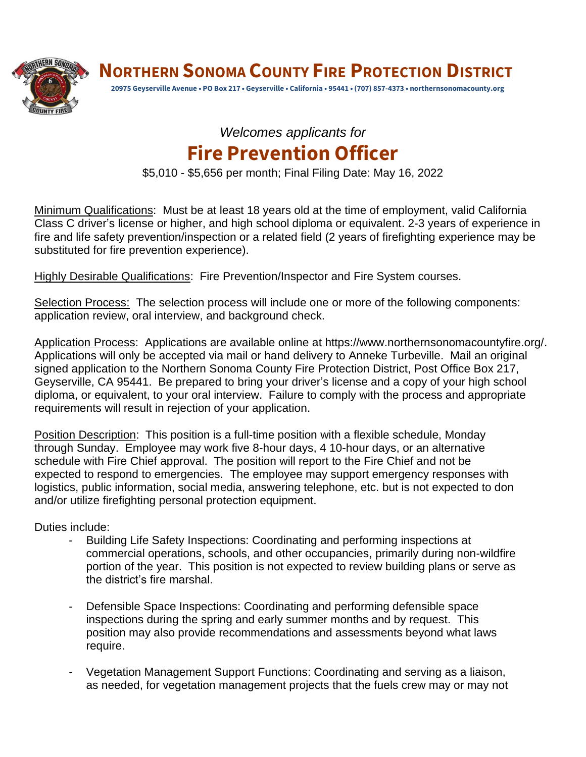# NORTHERN SONOMA COUNTY FIRE PROTECTION DISTRICT

**20975 Geyserville Avenue • PO Box 217 • Geyserville • California • 95441 • (707) 857-4373 • northernsonomacounty.org**

*Welcomes applicants for*

## Fire Prevention Officer

$5,010 - $5,656 per month; Final Filing Date: May 16, 2022

Minimum Qualifications: Must be at least 18 years old at the time of employment, valid California Class C driver's license or higher, and high school diploma or equivalent. 2-3 years of experience in fire and life safety prevention/inspection or a related field (2 years of firefighting experience may be substituted for fire prevention experience).

Highly Desirable Qualifications: Fire Prevention/Inspector and Fire System courses.

Selection Process: The selection process will include one or more of the following components: application review, oral interview, and background check.

Application Process: Applications are available online at https://www.northernsonomacountyfire.org/. Applications will only be accepted via mail or hand delivery to Anneke Turbeville. Mail an original signed application to the Northern Sonoma County Fire Protection District, Post Office Box 217, Geyserville, CA 95441. Be prepared to bring your driver's license and a copy of your high school diploma, or equivalent, to your oral interview. Failure to comply with the process and appropriate requirements will result in rejection of your application.

Position Description: This position is a full-time position with a flexible schedule, Monday through Sunday. Employee may work five 8-hour days, 4 10-hour days, or an alternative schedule with Fire Chief approval. The position will report to the Fire Chief and not be expected to respond to emergencies. The employee may support emergency responses with logistics, public information, social media, answering telephone, etc. but is not expected to don and/or utilize firefighting personal protection equipment.

Duties include:

- Building Life Safety Inspections: Coordinating and performing inspections at commercial operations, schools, and other occupancies, primarily during non-wildfire portion of the year. This position is not expected to review building plans or serve as the district's fire marshal.
- Defensible Space Inspections: Coordinating and performing defensible space inspections during the spring and early summer months and by request. This position may also provide recommendations and assessments beyond what laws require.
- Vegetation Management Support Functions: Coordinating and serving as a liaison, as needed, for vegetation management projects that the fuels crew may or may not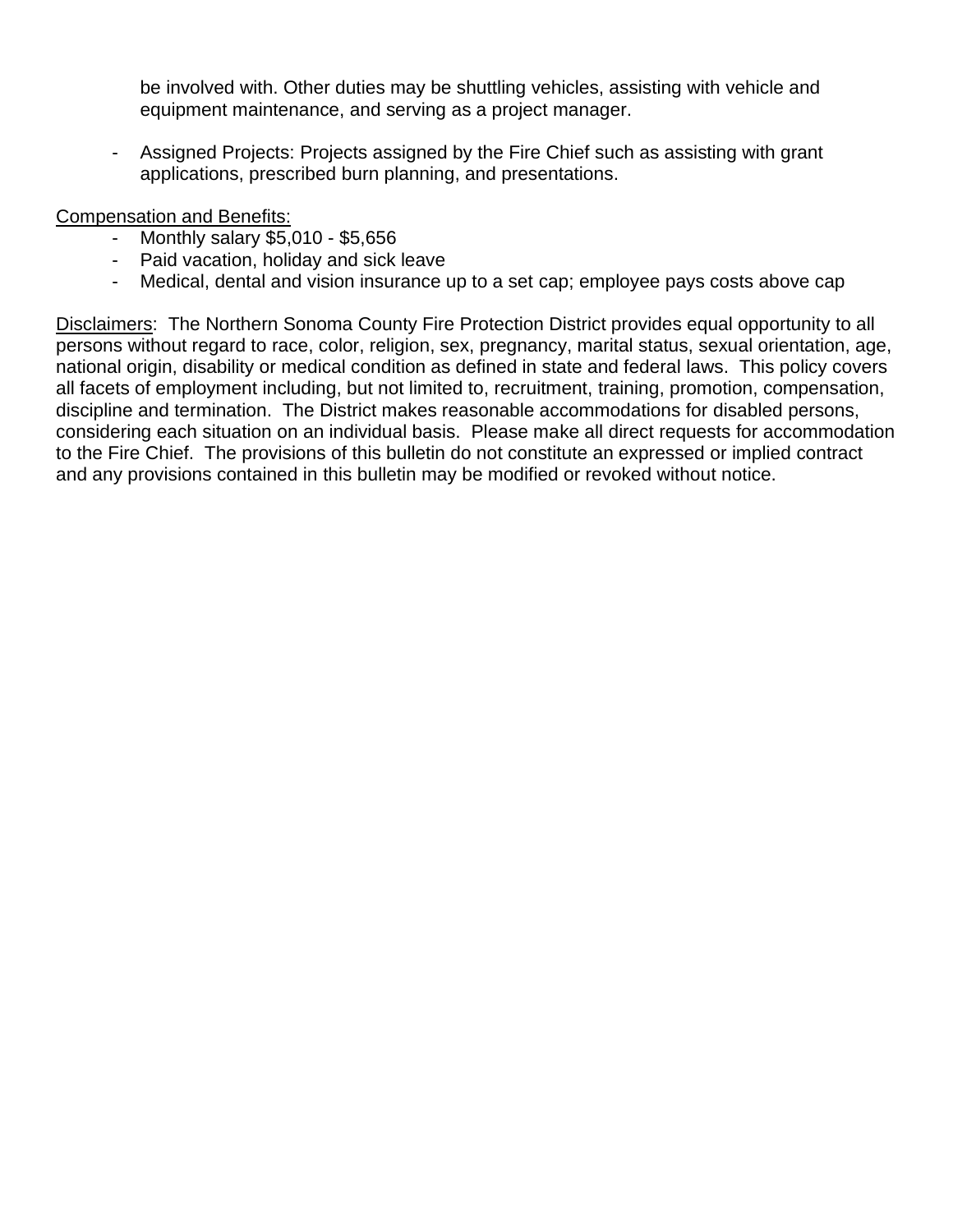be involved with. Other duties may be shuttling vehicles, assisting with vehicle and equipment maintenance, and serving as a project manager.

- Assigned Projects: Projects assigned by the Fire Chief such as assisting with grant applications, prescribed burn planning, and presentations.

Compensation and Benefits:

- Monthly salary $5,010 - $5,656
- Paid vacation, holiday and sick leave
- Medical, dental and vision insurance up to a set cap; employee pays costs above cap

Disclaimers: The Northern Sonoma County Fire Protection District provides equal opportunity to all persons without regard to race, color, religion, sex, pregnancy, marital status, sexual orientation, age, national origin, disability or medical condition as defined in state and federal laws. This policy covers all facets of employment including, but not limited to, recruitment, training, promotion, compensation, discipline and termination. The District makes reasonable accommodations for disabled persons, considering each situation on an individual basis. Please make all direct requests for accommodation to the Fire Chief. The provisions of this bulletin do not constitute an expressed or implied contract and any provisions contained in this bulletin may be modified or revoked without notice.